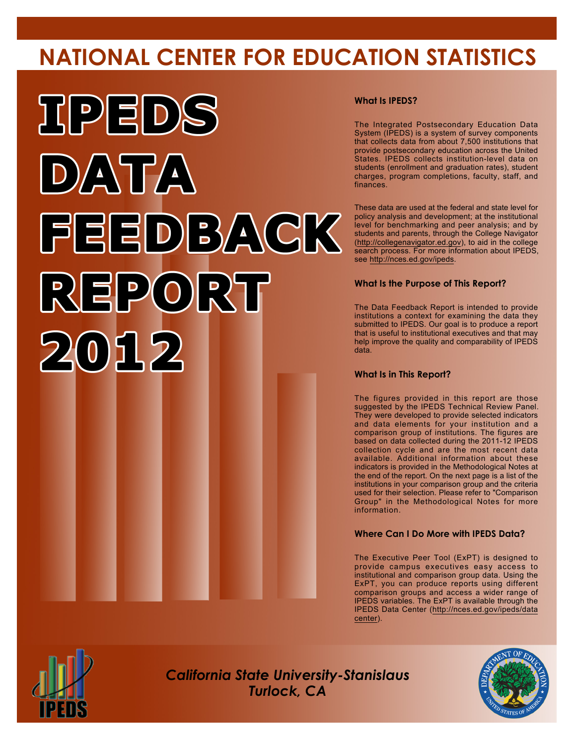# NATIONAL CENTER FOR EDUCATION STATISTICS

# IPEDS DATA FEEDBACK REPORT 2012

### What Is IPEDS?

The Integrated Postsecondary Education Data System (IPEDS) is a system of survey components that collects data from about 7,500 institutions that provide postsecondary education across the United States. IPEDS collects institution-level data on students (enrollment and graduation rates), student charges, program completions, faculty, staff, and finances.

These data are used at the federal and state level for policy analysis and development; at the institutional level for benchmarking and peer analysis; and by students and parents, through the College Navigator (http://collegenavigator.ed.gov), to aid in the college search process. For more information about IPEDS, see http://nces.ed.gov/ipeds.

### What Is the Purpose of This Report?

The Data Feedback Report is intended to provide institutions a context for examining the data they submitted to IPEDS. Our goal is to produce a report that is useful to institutional executives and that may help improve the quality and comparability of IPEDS data.

### What Is in This Report?

The figures provided in this report are those suggested by the IPEDS Technical Review Panel. They were developed to provide selected indicators and data elements for your institution and a comparison group of institutions. The figures are based on data collected during the 2011-12 IPEDS collection cycle and are the most recent data available. Additional information about these indicators is provided in the Methodological Notes at the end of the report. On the next page is a list of the institutions in your comparison group and the criteria used for their selection. Please refer to "Comparison Group" in the Methodological Notes for more information.

### Where Can I Do More with IPEDS Data?

The Executive Peer Tool (ExPT) is designed to provide campus executives easy access to institutional and comparison group data. Using the ExPT, you can produce reports using different comparison groups and access a wider range of IPEDS variables. The ExPT is available through the IPEDS Data Center (http://nces.ed.gov/ipeds/datacenter).

*California State University-Stanislaus*
*Turlock, CA*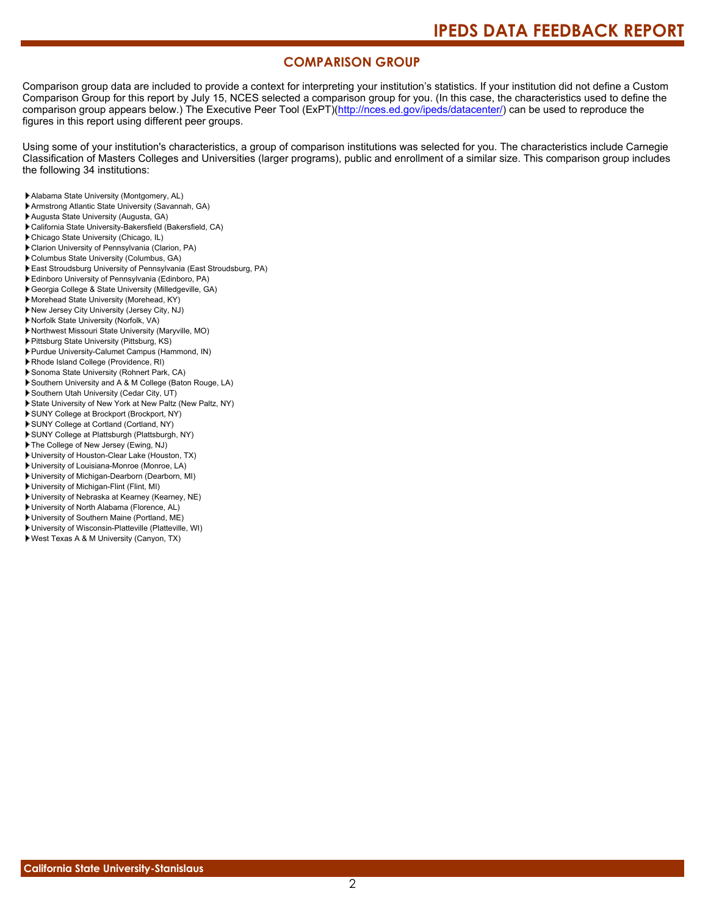## COMPARISON GROUP

Comparison group data are included to provide a context for interpreting your institution's statistics. If your institution did not define a Custom Comparison Group for this report by July 15, NCES selected a comparison group for you. (In this case, the characteristics used to define the comparison group appears below.) The Executive Peer Tool (ExPT)(http://nces.ed.gov/ipeds/datacenter/) can be used to reproduce the figures in this report using different peer groups.

Using some of your institution's characteristics, a group of comparison institutions was selected for you. The characteristics include Carnegie Classification of Masters Colleges and Universities (larger programs), public and enrollment of a similar size. This comparison group includes the following 34 institutions:

- Alabama State University (Montgomery, AL)
- Armstrong Atlantic State University (Savannah, GA)
- Augusta State University (Augusta, GA)
- California State University-Bakersfield (Bakersfield, CA)
- Chicago State University (Chicago, IL)
- Clarion University of Pennsylvania (Clarion, PA)
- Columbus State University (Columbus, GA)
- East Stroudsburg University of Pennsylvania (East Stroudsburg, PA)
- Edinboro University of Pennsylvania (Edinboro, PA)
- Georgia College & State University (Milledgeville, GA)
- Morehead State University (Morehead, KY)
- New Jersey City University (Jersey City, NJ)
- Norfolk State University (Norfolk, VA)
- Northwest Missouri State University (Maryville, MO)
- Pittsburg State University (Pittsburg, KS)
- Purdue University-Calumet Campus (Hammond, IN)
- Rhode Island College (Providence, RI)
- Sonoma State University (Rohnert Park, CA)
- Southern University and A & M College (Baton Rouge, LA)
- Southern Utah University (Cedar City, UT)
- State University of New York at New Paltz (New Paltz, NY)
- SUNY College at Brockport (Brockport, NY)
- SUNY College at Cortland (Cortland, NY)
- SUNY College at Plattsburgh (Plattsburgh, NY)
- The College of New Jersey (Ewing, NJ)
- University of Houston-Clear Lake (Houston, TX)
- University of Louisiana-Monroe (Monroe, LA)
- University of Michigan-Dearborn (Dearborn, MI)
- University of Michigan-Flint (Flint, MI)
- University of Nebraska at Kearney (Kearney, NE)
- University of North Alabama (Florence, AL)
- University of Southern Maine (Portland, ME)
- University of Wisconsin-Platteville (Platteville, WI)
- West Texas A & M University (Canyon, TX)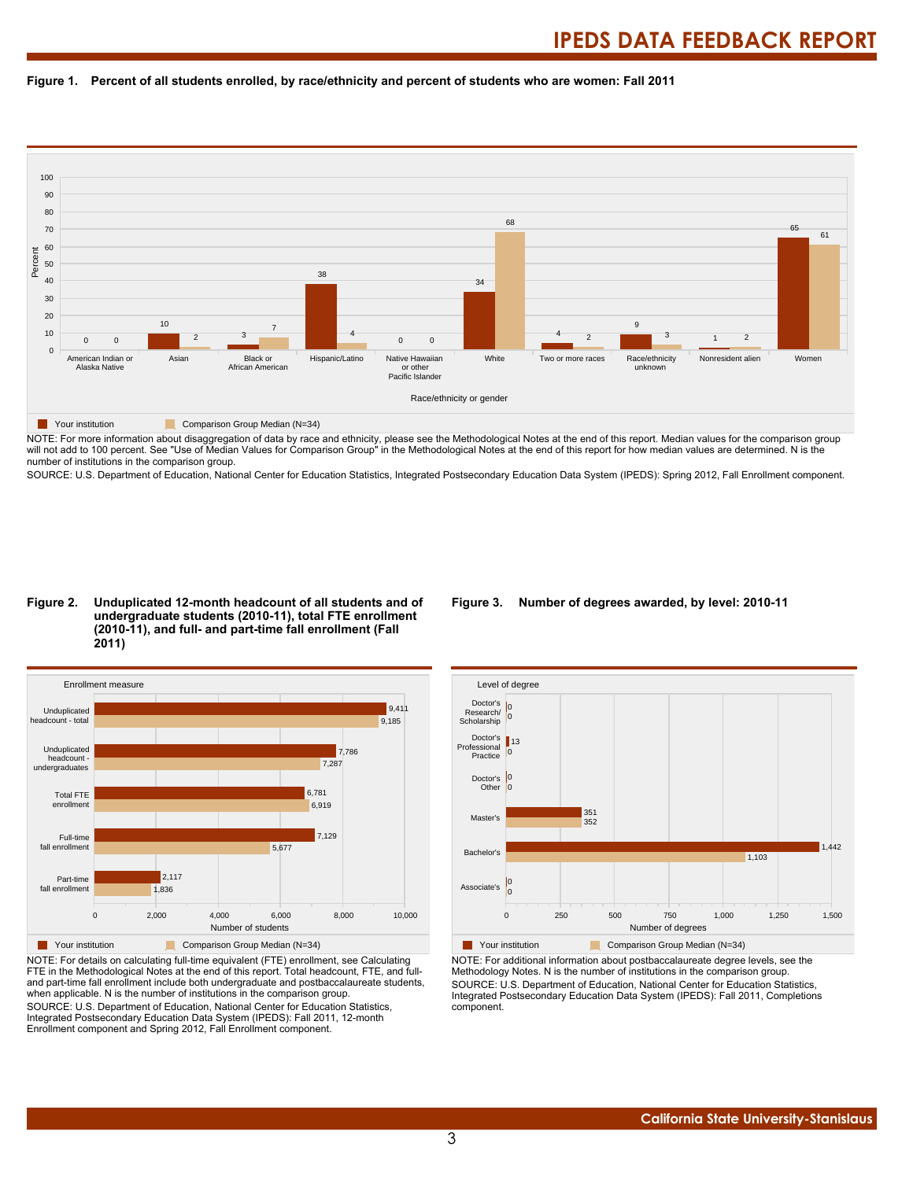**Figure 1. Percent of all students enrolled, by race/ethnicity and percent of students who are women: Fall 2011**

| Race/ethnicity or gender | Your institution | Comparison Group Median (N=34) |
|---|---|---|
| American Indian or Alaska Native | 0 | 0 |
| Asian | 10 | 2 |
| Black or African American | 3 | 7 |
| Hispanic/Latino | 38 | 4 |
| Native Hawaiian or other Pacific Islander | 0 | 0 |
| White | 34 | 68 |
| Two or more races | 4 | 2 |
| Race/ethnicity unknown | 9 | 3 |
| Nonresident alien | 1 | 2 |
| Women | 65 | 61 |

NOTE: For more information about disaggregation of data by race and ethnicity, please see the Methodological Notes at the end of this report. Median values for the comparison group will not add to 100 percent. See "Use of Median Values for Comparison Group" in the Methodological Notes at the end of this report for how median values are determined. N is the number of institutions in the comparison group.

SOURCE: U.S. Department of Education, National Center for Education Statistics, Integrated Postsecondary Education Data System (IPEDS): Spring 2012, Fall Enrollment component.

**Figure 2. Unduplicated 12-month headcount of all students and of undergraduate students (2010-11), total FTE enrollment (2010-11), and full- and part-time fall enrollment (Fall 2011)**

| Enrollment measure | Your institution | Comparison Group Median (N=34) |
|---|---|---|
| Unduplicated headcount - total | 9,411 | 9,185 |
| Unduplicated headcount - undergraduates | 7,786 | 7,287 |
| Total FTE enrollment | 6,781 | 6,919 |
| Full-time fall enrollment | 7,129 | 5,677 |
| Part-time fall enrollment | 2,117 | 1,836 |

NOTE: For details on calculating full-time equivalent (FTE) enrollment, see Calculating FTE in the Methodological Notes at the end of this report. Total headcount, FTE, and full- and part-time fall enrollment include both undergraduate and postbaccalaureate students, when applicable. N is the number of institutions in the comparison group.

SOURCE: U.S. Department of Education, National Center for Education Statistics, Integrated Postsecondary Education Data System (IPEDS): Fall 2011, 12-month Enrollment component and Spring 2012, Fall Enrollment component.

**Figure 3. Number of degrees awarded, by level: 2010-11**

| Level of degree | Your institution | Comparison Group Median (N=34) |
|---|---|---|
| Doctor's Research/Scholarship | 0 | 0 |
| Doctor's Professional Practice | 13 | 0 |
| Doctor's Other | 0 | 0 |
| Master's | 351 | 352 |
| Bachelor's | 1,442 | 1,103 |
| Associate's | 0 | 0 |

NOTE: For additional information about postbaccalaureate degree levels, see the Methodology Notes. N is the number of institutions in the comparison group.

SOURCE: U.S. Department of Education, National Center for Education Statistics, Integrated Postsecondary Education Data System (IPEDS): Fall 2011, Completions component.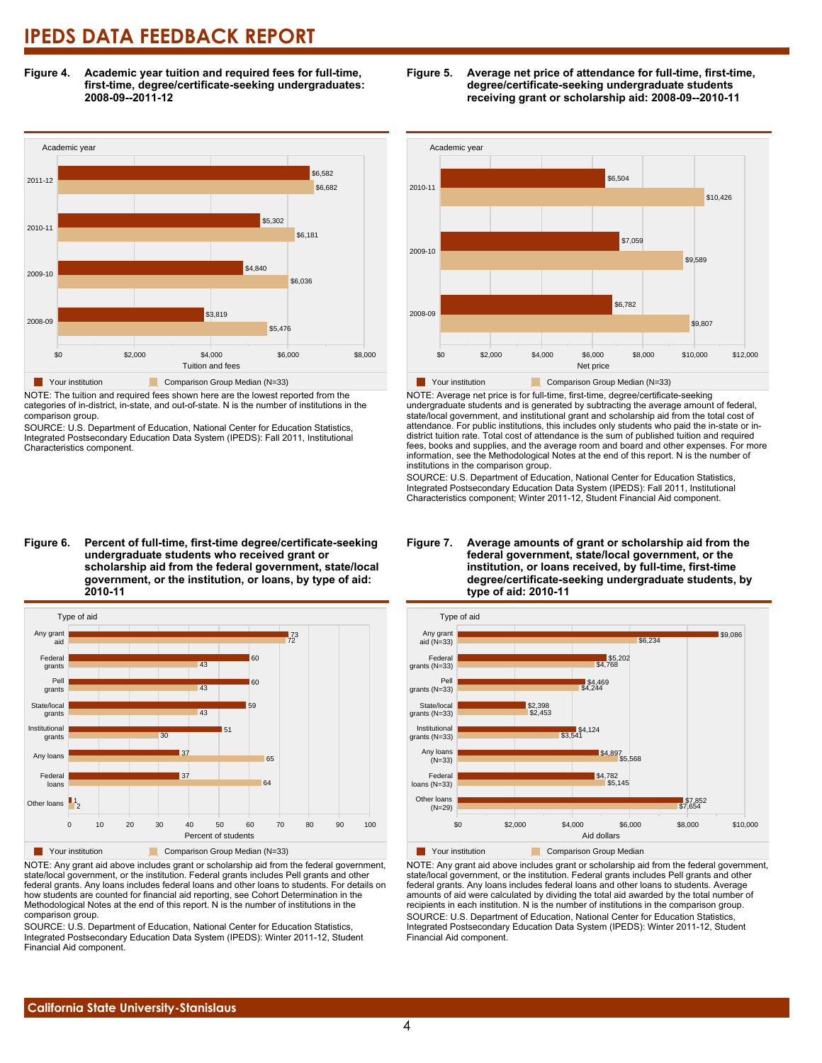# IPEDS DATA FEEDBACK REPORT

**Figure 4. Academic year tuition and required fees for full-time, first-time, degree/certificate-seeking undergraduates: 2008-09--2011-12**

| Academic year | Your institution | Comparison Group Median (N=33) |
|---|---|---|
| 2011-12 | $6,582 | $6,682 |
| 2010-11 | $5,302 | $6,181 |
| 2009-10 | $4,840 | $6,036 |
| 2008-09 | $3,819 | $5,476 |

NOTE: The tuition and required fees shown here are the lowest reported from the categories of in-district, in-state, and out-of-state. N is the number of institutions in the comparison group.

SOURCE: U.S. Department of Education, National Center for Education Statistics, Integrated Postsecondary Education Data System (IPEDS): Fall 2011, Institutional Characteristics component.

**Figure 5. Average net price of attendance for full-time, first-time, degree/certificate-seeking undergraduate students receiving grant or scholarship aid: 2008-09--2010-11**

| Academic year | Your institution | Comparison Group Median (N=33) |
|---|---|---|
| 2010-11 | $6,504 | $10,426 |
| 2009-10 | $7,059 | $9,589 |
| 2008-09 | $6,782 | $9,807 |

NOTE: Average net price is for full-time, first-time, degree/certificate-seeking undergraduate students and is generated by subtracting the average amount of federal, state/local government, and institutional grant and scholarship aid from the total cost of attendance. For public institutions, this includes only students who paid the in-state or in-district tuition rate. Total cost of attendance is the sum of published tuition and required fees, books and supplies, and the average room and board and other expenses. For more information, see the Methodological Notes at the end of this report. N is the number of institutions in the comparison group.

SOURCE: U.S. Department of Education, National Center for Education Statistics, Integrated Postsecondary Education Data System (IPEDS): Fall 2011, Institutional Characteristics component; Winter 2011-12, Student Financial Aid component.

**Figure 6. Percent of full-time, first-time degree/certificate-seeking undergraduate students who received grant or scholarship aid from the federal government, state/local government, or the institution, or loans, by type of aid: 2010-11**

| Type of aid | Your institution | Comparison Group Median (N=33) |
|---|---|---|
| Any grant aid | 73 | 72 |
| Federal grants | 60 | 43 |
| Pell grants | 60 | 43 |
| State/local grants | 59 | 43 |
| Institutional grants | 51 | 30 |
| Any loans | 37 | 65 |
| Federal loans | 37 | 64 |
| Other loans | 1 | 2 |

NOTE: Any grant aid above includes grant or scholarship aid from the federal government, state/local government, or the institution. Federal grants includes Pell grants and other federal grants. Any loans includes federal loans and other loans to students. For details on how students are counted for financial aid reporting, see Cohort Determination in the Methodological Notes at the end of this report. N is the number of institutions in the comparison group.

SOURCE: U.S. Department of Education, National Center for Education Statistics, Integrated Postsecondary Education Data System (IPEDS): Winter 2011-12, Student Financial Aid component.

**Figure 7. Average amounts of grant or scholarship aid from the federal government, state/local government, or the institution, or loans received, by full-time, first-time degree/certificate-seeking undergraduate students, by type of aid: 2010-11**

| Type of aid | Your institution | Comparison Group Median |
|---|---|---|
| Any grant aid (N=33) | $9,086 | $6,234 |
| Federal grants (N=33) | $5,202 | $4,768 |
| Pell grants (N=33) | $4,469 | $4,244 |
| State/local grants (N=33) | $2,398 | $2,453 |
| Institutional grants (N=33) | $4,124 | $3,541 |
| Any loans (N=33) | $4,897 | $5,568 |
| Federal loans (N=33) | $4,782 | $5,145 |
| Other loans (N=29) | $7,852 | $7,654 |

NOTE: Any grant aid above includes grant or scholarship aid from the federal government, state/local government, or the institution. Federal grants includes Pell grants and other federal grants. Any loans includes federal loans and other loans to students. Average amounts of aid were calculated by dividing the total aid awarded by the total number of recipients in each institution. N is the number of institutions in the comparison group.

SOURCE: U.S. Department of Education, National Center for Education Statistics, Integrated Postsecondary Education Data System (IPEDS): Winter 2011-12, Student Financial Aid component.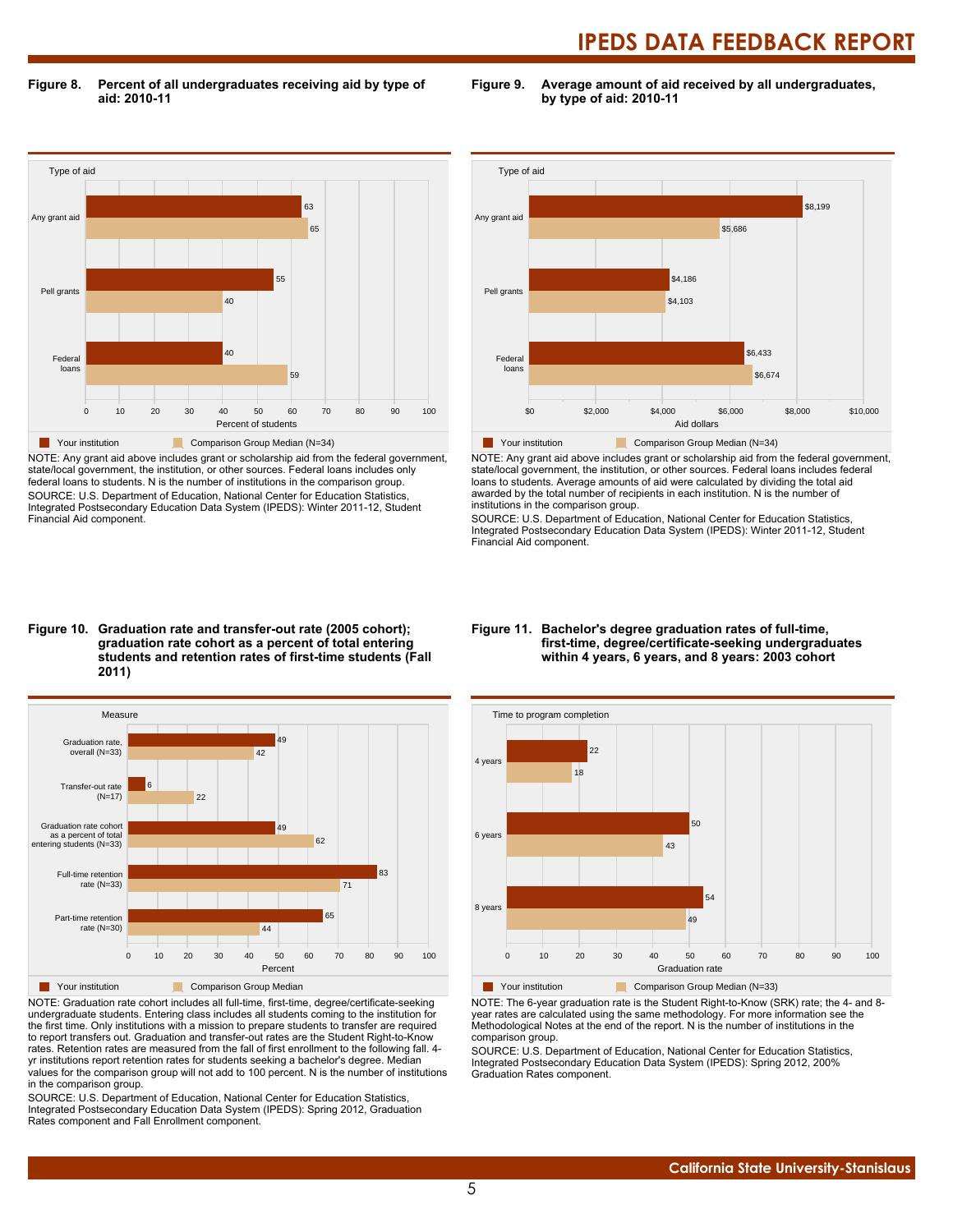**Figure 8. Percent of all undergraduates receiving aid by type of aid: 2010-11**

| Type of aid | Your institution | Comparison Group Median (N=34) |
|---|---|---|
| Any grant aid | 63 | 65 |
| Pell grants | 55 | 40 |
| Federal loans | 40 | 59 |

Percent of students

NOTE: Any grant aid above includes grant or scholarship aid from the federal government, state/local government, the institution, or other sources. Federal loans includes only federal loans to students. N is the number of institutions in the comparison group.

SOURCE: U.S. Department of Education, National Center for Education Statistics, Integrated Postsecondary Education Data System (IPEDS): Winter 2011-12, Student Financial Aid component.

**Figure 9. Average amount of aid received by all undergraduates, by type of aid: 2010-11**

| Type of aid | Your institution | Comparison Group Median (N=34) |
|---|---|---|
| Any grant aid | $8,199 | $5,686 |
| Pell grants | $4,186 | $4,103 |
| Federal loans | $6,433 | $6,674 |

Aid dollars

NOTE: Any grant aid above includes grant or scholarship aid from the federal government, state/local government, the institution, or other sources. Federal loans includes federal loans to students. Average amounts of aid were calculated by dividing the total aid awarded by the total number of recipients in each institution. N is the number of institutions in the comparison group.

SOURCE: U.S. Department of Education, National Center for Education Statistics, Integrated Postsecondary Education Data System (IPEDS): Winter 2011-12, Student Financial Aid component.

**Figure 10. Graduation rate and transfer-out rate (2005 cohort); graduation rate cohort as a percent of total entering students and retention rates of first-time students (Fall 2011)**

| Measure | Your institution | Comparison Group Median |
|---|---|---|
| Graduation rate, overall (N=33) | 49 | 42 |
| Transfer-out rate (N=17) | 6 | 22 |
| Graduation rate cohort as a percent of total entering students (N=33) | 49 | 62 |
| Full-time retention rate (N=33) | 83 | 71 |
| Part-time retention rate (N=30) | 65 | 44 |

Percent

NOTE: Graduation rate cohort includes all full-time, first-time, degree/certificate-seeking undergraduate students. Entering class includes all students coming to the institution for the first time. Only institutions with a mission to prepare students to transfer are required to report transfers out. Graduation and transfer-out rates are the Student Right-to-Know rates. Retention rates are measured from the fall of first enrollment to the following fall. 4-yr institutions report retention rates for students seeking a bachelor's degree. Median values for the comparison group will not add to 100 percent. N is the number of institutions in the comparison group.

SOURCE: U.S. Department of Education, National Center for Education Statistics, Integrated Postsecondary Education Data System (IPEDS): Spring 2012, Graduation Rates component and Fall Enrollment component.

**Figure 11. Bachelor's degree graduation rates of full-time, first-time, degree/certificate-seeking undergraduates within 4 years, 6 years, and 8 years: 2003 cohort**

| Time to program completion | Your institution | Comparison Group Median (N=33) |
|---|---|---|
| 4 years | 22 | 18 |
| 6 years | 50 | 43 |
| 8 years | 54 | 49 |

Graduation rate

NOTE: The 6-year graduation rate is the Student Right-to-Know (SRK) rate; the 4- and 8-year rates are calculated using the same methodology. For more information see the Methodological Notes at the end of the report. N is the number of institutions in the comparison group.

SOURCE: U.S. Department of Education, National Center for Education Statistics, Integrated Postsecondary Education Data System (IPEDS): Spring 2012, 200% Graduation Rates component.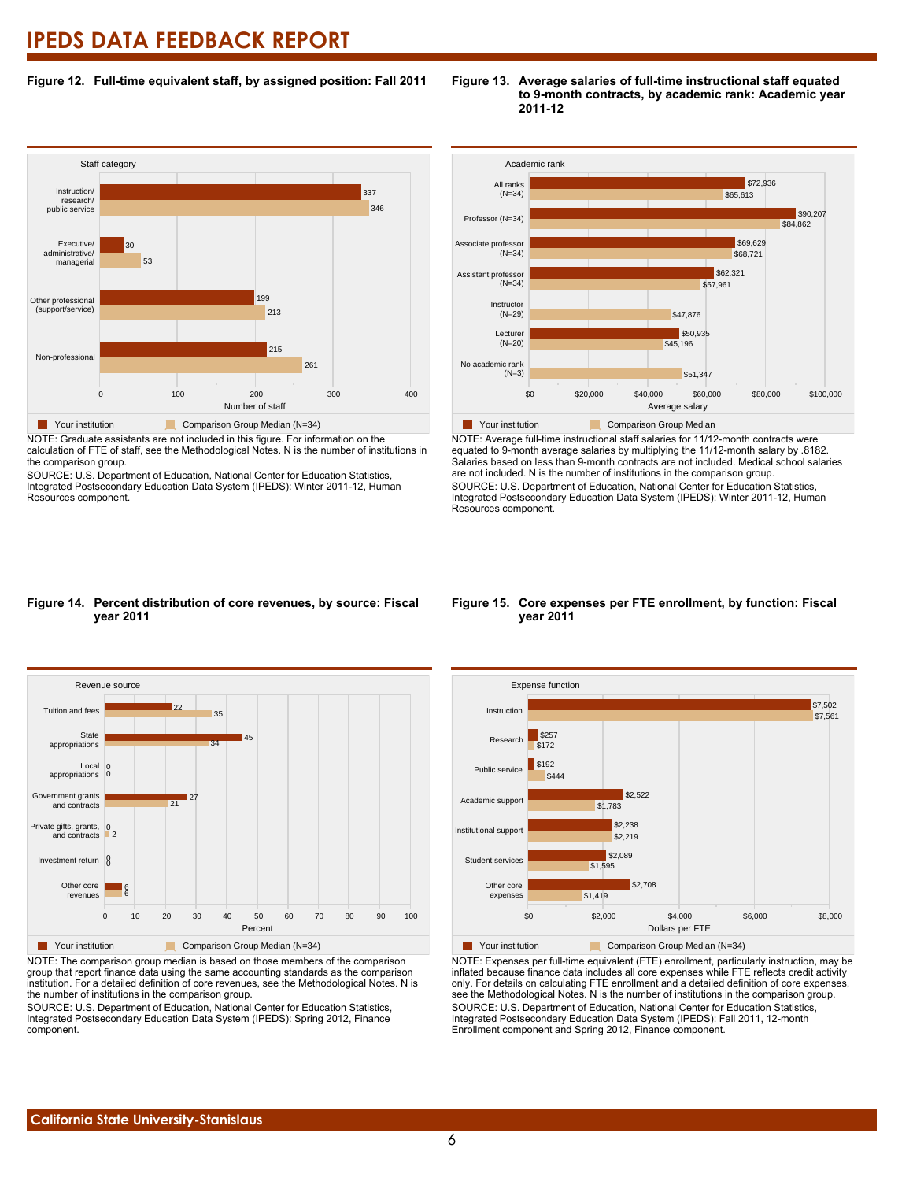# IPEDS DATA FEEDBACK REPORT

**Figure 12. Full-time equivalent staff, by assigned position: Fall 2011**

| Staff category | Your institution | Comparison Group Median (N=34) |
|---|---|---|
| Instruction/ research/ public service | 337 | 346 |
| Executive/ administrative/ managerial | 30 | 53 |
| Other professional (support/service) | 199 | 213 |
| Non-professional | 215 | 261 |

NOTE: Graduate assistants are not included in this figure. For information on the calculation of FTE of staff, see the Methodological Notes. N is the number of institutions in the comparison group.
SOURCE: U.S. Department of Education, National Center for Education Statistics, Integrated Postsecondary Education Data System (IPEDS): Winter 2011-12, Human Resources component.

**Figure 13. Average salaries of full-time instructional staff equated to 9-month contracts, by academic rank: Academic year 2011-12**

| Academic rank | Your institution | Comparison Group Median |
|---|---|---|
| All ranks (N=34) | $72,936 | $65,613 |
| Professor (N=34) | $90,207 | $84,862 |
| Associate professor (N=34) | $69,629 | $68,721 |
| Assistant professor (N=34) | $62,321 | $57,961 |
| Instructor (N=29) | | $47,876 |
| Lecturer (N=20) | $50,935 | $45,196 |
| No academic rank (N=3) | | $51,347 |

NOTE: Average full-time instructional staff salaries for 11/12-month contracts were equated to 9-month average salaries by multiplying the 11/12-month salary by .8182. Salaries based on less than 9-month contracts are not included. Medical school salaries are not included. N is the number of institutions in the comparison group.
SOURCE: U.S. Department of Education, National Center for Education Statistics, Integrated Postsecondary Education Data System (IPEDS): Winter 2011-12, Human Resources component.

**Figure 14. Percent distribution of core revenues, by source: Fiscal year 2011**

| Revenue source | Your institution | Comparison Group Median (N=34) |
|---|---|---|
| Tuition and fees | 22 | 35 |
| State appropriations | 45 | 34 |
| Local appropriations | 0 | 0 |
| Government grants and contracts | 27 | 21 |
| Private gifts, grants, and contracts | 0 | 2 |
| Investment return | 0 | 0 |
| Other core revenues | 6 | 6 |

NOTE: The comparison group median is based on those members of the comparison group that report finance data using the same accounting standards as the comparison institution. For a detailed definition of core revenues, see the Methodological Notes. N is the number of institutions in the comparison group.
SOURCE: U.S. Department of Education, National Center for Education Statistics, Integrated Postsecondary Education Data System (IPEDS): Spring 2012, Finance component.

**Figure 15. Core expenses per FTE enrollment, by function: Fiscal year 2011**

| Expense function | Your institution | Comparison Group Median (N=34) |
|---|---|---|
| Instruction | $7,502 | $7,561 |
| Research | $257 | $172 |
| Public service | $192 | $444 |
| Academic support | $2,522 | $1,783 |
| Institutional support | $2,238 | $2,219 |
| Student services | $2,089 | $1,595 |
| Other core expenses | $2,708 | $1,419 |

NOTE: Expenses per full-time equivalent (FTE) enrollment, particularly instruction, may be inflated because finance data includes all core expenses while FTE reflects credit activity only. For details on calculating FTE enrollment and a detailed definition of core expenses, see the Methodological Notes. N is the number of institutions in the comparison group.
SOURCE: U.S. Department of Education, National Center for Education Statistics, Integrated Postsecondary Education Data System (IPEDS): Fall 2011, 12-month Enrollment component and Spring 2012, Finance component.

California State University-Stanislaus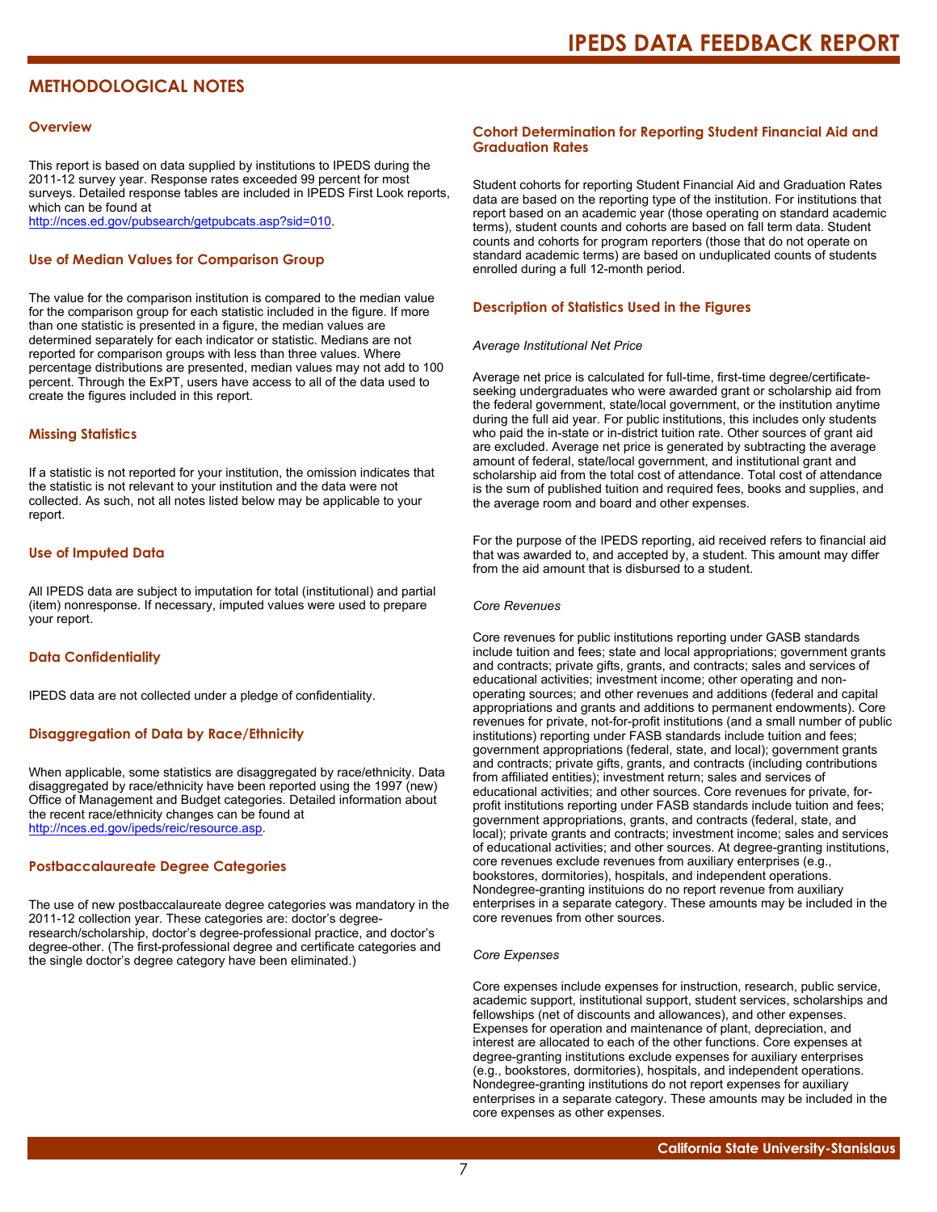# METHODOLOGICAL NOTES

## Overview

This report is based on data supplied by institutions to IPEDS during the 2011-12 survey year. Response rates exceeded 99 percent for most surveys. Detailed response tables are included in IPEDS First Look reports, which can be found at http://nces.ed.gov/pubsearch/getpubcats.asp?sid=010.

## Use of Median Values for Comparison Group

The value for the comparison institution is compared to the median value for the comparison group for each statistic included in the figure. If more than one statistic is presented in a figure, the median values are determined separately for each indicator or statistic. Medians are not reported for comparison groups with less than three values. Where percentage distributions are presented, median values may not add to 100 percent. Through the ExPT, users have access to all of the data used to create the figures included in this report.

## Missing Statistics

If a statistic is not reported for your institution, the omission indicates that the statistic is not relevant to your institution and the data were not collected. As such, not all notes listed below may be applicable to your report.

## Use of Imputed Data

All IPEDS data are subject to imputation for total (institutional) and partial (item) nonresponse. If necessary, imputed values were used to prepare your report.

## Data Confidentiality

IPEDS data are not collected under a pledge of confidentiality.

## Disaggregation of Data by Race/Ethnicity

When applicable, some statistics are disaggregated by race/ethnicity. Data disaggregated by race/ethnicity have been reported using the 1997 (new) Office of Management and Budget categories. Detailed information about the recent race/ethnicity changes can be found at http://nces.ed.gov/ipeds/reic/resource.asp.

## Postbaccalaureate Degree Categories

The use of new postbaccalaureate degree categories was mandatory in the 2011-12 collection year. These categories are: doctor's degree-research/scholarship, doctor's degree-professional practice, and doctor's degree-other. (The first-professional degree and certificate categories and the single doctor's degree category have been eliminated.)

## Cohort Determination for Reporting Student Financial Aid and Graduation Rates

Student cohorts for reporting Student Financial Aid and Graduation Rates data are based on the reporting type of the institution. For institutions that report based on an academic year (those operating on standard academic terms), student counts and cohorts are based on fall term data. Student counts and cohorts for program reporters (those that do not operate on standard academic terms) are based on unduplicated counts of students enrolled during a full 12-month period.

## Description of Statistics Used in the Figures

*Average Institutional Net Price*

Average net price is calculated for full-time, first-time degree/certificate-seeking undergraduates who were awarded grant or scholarship aid from the federal government, state/local government, or the institution anytime during the full aid year. For public institutions, this includes only students who paid the in-state or in-district tuition rate. Other sources of grant aid are excluded. Average net price is generated by subtracting the average amount of federal, state/local government, and institutional grant and scholarship aid from the total cost of attendance. Total cost of attendance is the sum of published tuition and required fees, books and supplies, and the average room and board and other expenses.

For the purpose of the IPEDS reporting, aid received refers to financial aid that was awarded to, and accepted by, a student. This amount may differ from the aid amount that is disbursed to a student.

*Core Revenues*

Core revenues for public institutions reporting under GASB standards include tuition and fees; state and local appropriations; government grants and contracts; private gifts, grants, and contracts; sales and services of educational activities; investment income; other operating and non-operating sources; and other revenues and additions (federal and capital appropriations and grants and additions to permanent endowments). Core revenues for private, not-for-profit institutions (and a small number of public institutions) reporting under FASB standards include tuition and fees; government appropriations (federal, state, and local); government grants and contracts; private gifts, grants, and contracts (including contributions from affiliated entities); investment return; sales and services of educational activities; and other sources. Core revenues for private, for-profit institutions reporting under FASB standards include tuition and fees; government appropriations, grants, and contracts (federal, state, and local); private grants and contracts; investment income; sales and services of educational activities; and other sources. At degree-granting institutions, core revenues exclude revenues from auxiliary enterprises (e.g., bookstores, dormitories), hospitals, and independent operations. Nondegree-granting instituions do no report revenue from auxiliary enterprises in a separate category. These amounts may be included in the core revenues from other sources.

*Core Expenses*

Core expenses include expenses for instruction, research, public service, academic support, institutional support, student services, scholarships and fellowships (net of discounts and allowances), and other expenses. Expenses for operation and maintenance of plant, depreciation, and interest are allocated to each of the other functions. Core expenses at degree-granting institutions exclude expenses for auxiliary enterprises (e.g., bookstores, dormitories), hospitals, and independent operations. Nondegree-granting institutions do not report expenses for auxiliary enterprises in a separate category. These amounts may be included in the core expenses as other expenses.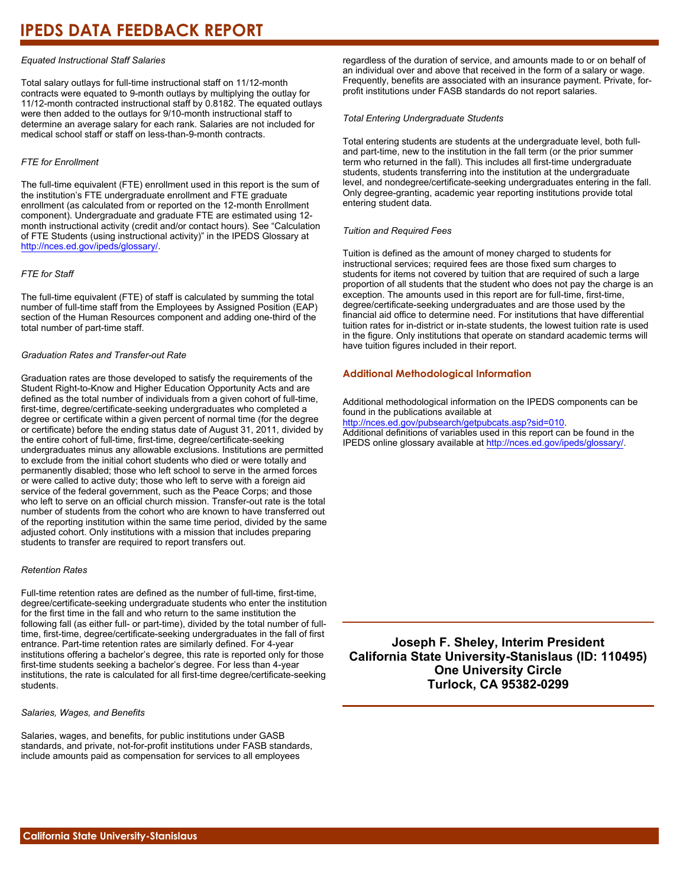*Equated Instructional Staff Salaries*

Total salary outlays for full-time instructional staff on 11/12-month contracts were equated to 9-month outlays by multiplying the outlay for 11/12-month contracted instructional staff by 0.8182. The equated outlays were then added to the outlays for 9/10-month instructional staff to determine an average salary for each rank. Salaries are not included for medical school staff or staff on less-than-9-month contracts.

*FTE for Enrollment*

The full-time equivalent (FTE) enrollment used in this report is the sum of the institution's FTE undergraduate enrollment and FTE graduate enrollment (as calculated from or reported on the 12-month Enrollment component). Undergraduate and graduate FTE are estimated using 12-month instructional activity (credit and/or contact hours). See "Calculation of FTE Students (using instructional activity)" in the IPEDS Glossary at http://nces.ed.gov/ipeds/glossary/.

*FTE for Staff*

The full-time equivalent (FTE) of staff is calculated by summing the total number of full-time staff from the Employees by Assigned Position (EAP) section of the Human Resources component and adding one-third of the total number of part-time staff.

*Graduation Rates and Transfer-out Rate*

Graduation rates are those developed to satisfy the requirements of the Student Right-to-Know and Higher Education Opportunity Acts and are defined as the total number of individuals from a given cohort of full-time, first-time, degree/certificate-seeking undergraduates who completed a degree or certificate within a given percent of normal time (for the degree or certificate) before the ending status date of August 31, 2011, divided by the entire cohort of full-time, first-time, degree/certificate-seeking undergraduates minus any allowable exclusions. Institutions are permitted to exclude from the initial cohort students who died or were totally and permanently disabled; those who left school to serve in the armed forces or were called to active duty; those who left to serve with a foreign aid service of the federal government, such as the Peace Corps; and those who left to serve on an official church mission. Transfer-out rate is the total number of students from the cohort who are known to have transferred out of the reporting institution within the same time period, divided by the same adjusted cohort. Only institutions with a mission that includes preparing students to transfer are required to report transfers out.

*Retention Rates*

Full-time retention rates are defined as the number of full-time, first-time, degree/certificate-seeking undergraduate students who enter the institution for the first time in the fall and who return to the same institution the following fall (as either full- or part-time), divided by the total number of full-time, first-time, degree/certificate-seeking undergraduates in the fall of first entrance. Part-time retention rates are similarly defined. For 4-year institutions offering a bachelor's degree, this rate is reported only for those first-time students seeking a bachelor's degree. For less than 4-year institutions, the rate is calculated for all first-time degree/certificate-seeking students.

*Salaries, Wages, and Benefits*

Salaries, wages, and benefits, for public institutions under GASB standards, and private, not-for-profit institutions under FASB standards, include amounts paid as compensation for services to all employees regardless of the duration of service, and amounts made to or on behalf of an individual over and above that received in the form of a salary or wage. Frequently, benefits are associated with an insurance payment. Private, for-profit institutions under FASB standards do not report salaries.

*Total Entering Undergraduate Students*

Total entering students are students at the undergraduate level, both full- and part-time, new to the institution in the fall term (or the prior summer term who returned in the fall). This includes all first-time undergraduate students, students transferring into the institution at the undergraduate level, and nondegree/certificate-seeking undergraduates entering in the fall. Only degree-granting, academic year reporting institutions provide total entering student data.

*Tuition and Required Fees*

Tuition is defined as the amount of money charged to students for instructional services; required fees are those fixed sum charges to students for items not covered by tuition that are required of such a large proportion of all students that the student who does not pay the charge is an exception. The amounts used in this report are for full-time, first-time, degree/certificate-seeking undergraduates and are those used by the financial aid office to determine need. For institutions that have differential tuition rates for in-district or in-state students, the lowest tuition rate is used in the figure. Only institutions that operate on standard academic terms will have tuition figures included in their report.

## Additional Methodological Information

Additional methodological information on the IPEDS components can be found in the publications available at http://nces.ed.gov/pubsearch/getpubcats.asp?sid=010.
Additional definitions of variables used in this report can be found in the IPEDS online glossary available at http://nces.ed.gov/ipeds/glossary/.

**Joseph F. Sheley, Interim President**
**California State University-Stanislaus (ID: 110495)**
**One University Circle**
**Turlock, CA 95382-0299**